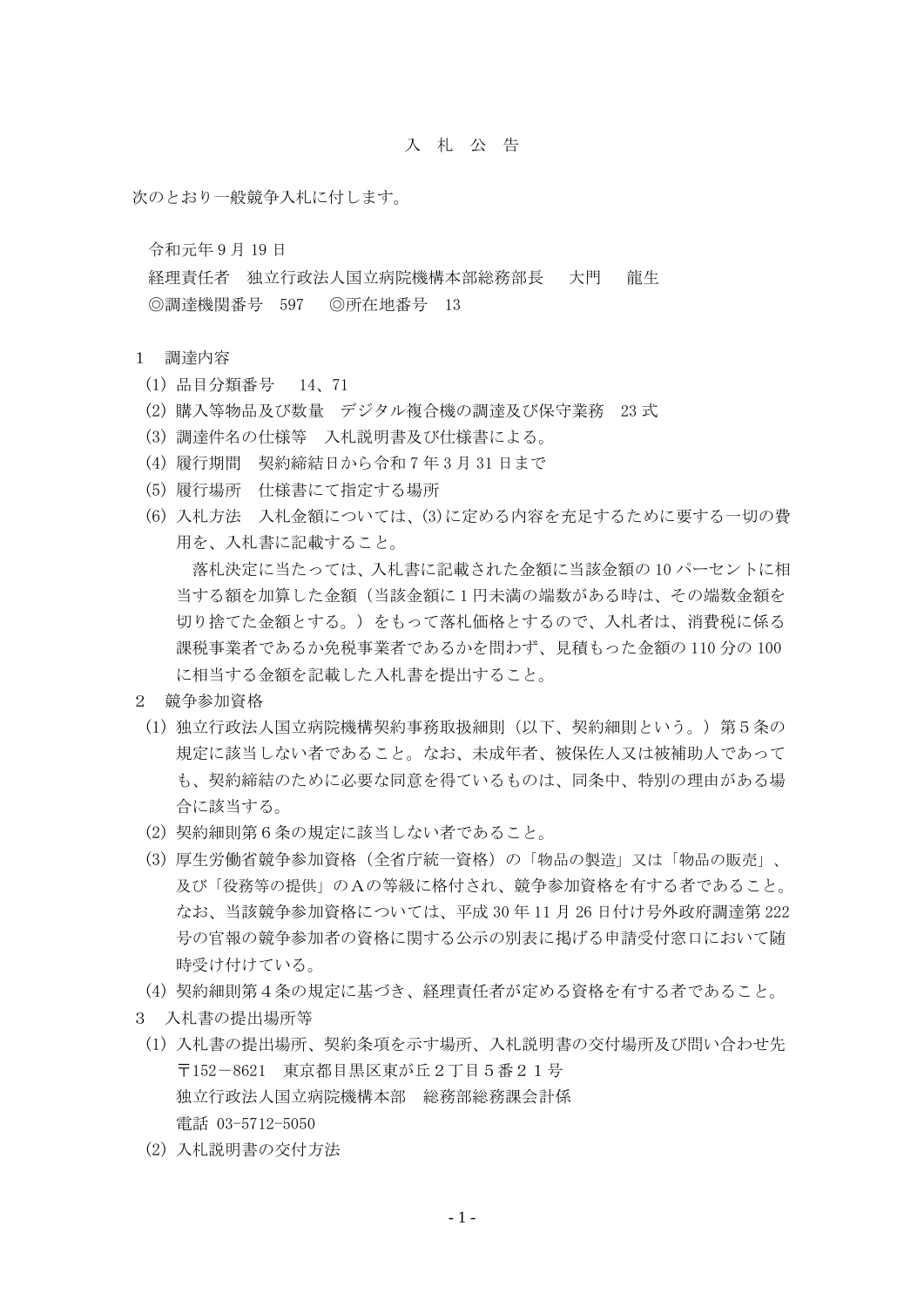# 入　札　公　告

次のとおり一般競争入札に付します。

令和元年 9 月 19 日
経理責任者　独立行政法人国立病院機構本部総務部長　　大門　　龍生
◎調達機関番号　597　　◎所在地番号　13

1　調達内容

(1) 品目分類番号　　14、71

(2) 購入等物品及び数量　デジタル複合機の調達及び保守業務　23 式

(3) 調達件名の仕様等　入札説明書及び仕様書による。

(4) 履行期間　契約締結日から令和 7 年 3 月 31 日まで

(5) 履行場所　仕様書にて指定する場所

(6) 入札方法　入札金額については、(3)に定める内容を充足するために要する一切の費用を、入札書に記載すること。

　落札決定に当たっては、入札書に記載された金額に当該金額の 10 パーセントに相当する額を加算した金額（当該金額に 1 円未満の端数がある時は、その端数金額を切り捨てた金額とする。）をもって落札価格とするので、入札者は、消費税に係る課税事業者であるか免税事業者であるかを問わず、見積もった金額の 110 分の 100 に相当する金額を記載した入札書を提出すること。

2　競争参加資格

(1) 独立行政法人国立病院機構契約事務取扱細則（以下、契約細則という。）第 5 条の規定に該当しない者であること。なお、未成年者、被保佐人又は被補助人であっても、契約締結のために必要な同意を得ているものは、同条中、特別の理由がある場合に該当する。

(2) 契約細則第 6 条の規定に該当しない者であること。

(3) 厚生労働省競争参加資格（全省庁統一資格）の「物品の製造」又は「物品の販売」、及び「役務等の提供」のＡの等級に格付され、競争参加資格を有する者であること。なお、当該競争参加資格については、平成 30 年 11 月 26 日付け号外政府調達第 222 号の官報の競争参加者の資格に関する公示の別表に掲げる申請受付窓口において随時受け付けている。

(4) 契約細則第 4 条の規定に基づき、経理責任者が定める資格を有する者であること。

3　入札書の提出場所等

(1) 入札書の提出場所、契約条項を示す場所、入札説明書の交付場所及び問い合わせ先
〒152－8621　東京都目黒区東が丘２丁目５番２１号
独立行政法人国立病院機構本部　総務部総務課会計係
電話 03-5712-5050

(2) 入札説明書の交付方法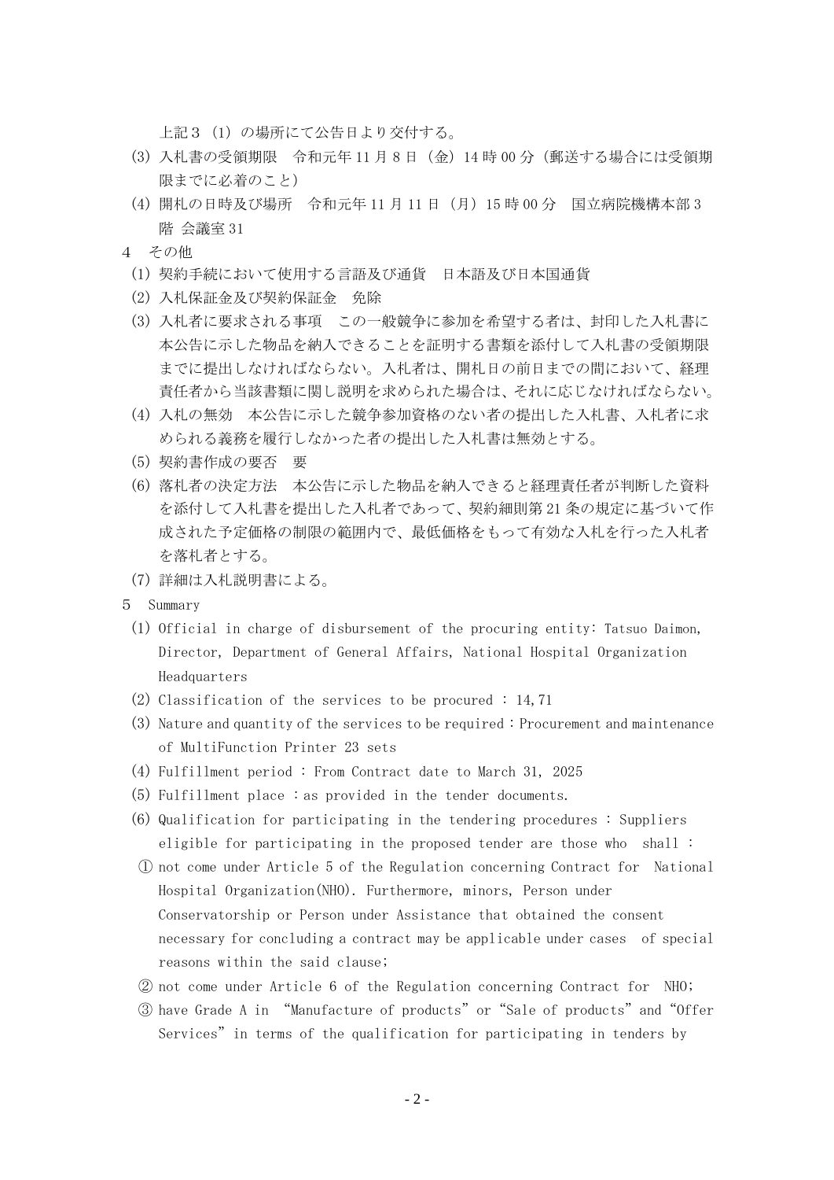上記３（1）の場所にて公告日より交付する。

(3) 入札書の受領期限　令和元年 11 月 8 日（金）14 時 00 分（郵送する場合には受領期限までに必着のこと）

(4) 開札の日時及び場所　令和元年 11 月 11 日（月）15 時 00 分　国立病院機構本部 3 階 会議室 31

４　その他

(1) 契約手続において使用する言語及び通貨　日本語及び日本国通貨

(2) 入札保証金及び契約保証金　免除

(3) 入札者に要求される事項　この一般競争に参加を希望する者は、封印した入札書に本公告に示した物品を納入できることを証明する書類を添付して入札書の受領期限までに提出しなければならない。入札者は、開札日の前日までの間において、経理責任者から当該書類に関し説明を求められた場合は、それに応じなければならない。

(4) 入札の無効　本公告に示した競争参加資格のない者の提出した入札書、入札者に求められる義務を履行しなかった者の提出した入札書は無効とする。

(5) 契約書作成の要否　要

(6) 落札者の決定方法　本公告に示した物品を納入できると経理責任者が判断した資料を添付して入札書を提出した入札者であって、契約細則第 21 条の規定に基づいて作成された予定価格の制限の範囲内で、最低価格をもって有効な入札を行った入札者を落札者とする。

(7) 詳細は入札説明書による。

５　Summary

(1) Official in charge of disbursement of the procuring entity: Tatsuo Daimon, Director, Department of General Affairs, National Hospital Organization Headquarters

(2) Classification of the services to be procured : 14,71

(3) Nature and quantity of the services to be required：Procurement and maintenance of MultiFunction Printer 23 sets

(4) Fulfillment period : From Contract date to March 31, 2025

(5) Fulfillment place ：as provided in the tender documents.

(6) Qualification for participating in the tendering procedures : Suppliers eligible for participating in the proposed tender are those who shall :

① not come under Article 5 of the Regulation concerning Contract for National Hospital Organization(NHO). Furthermore, minors, Person under Conservatorship or Person under Assistance that obtained the consent necessary for concluding a contract may be applicable under cases of special reasons within the said clause;

② not come under Article 6 of the Regulation concerning Contract for NHO;

③ have Grade A in “Manufacture of products” or “Sale of products” and “Offer Services” in terms of the qualification for participating in tenders by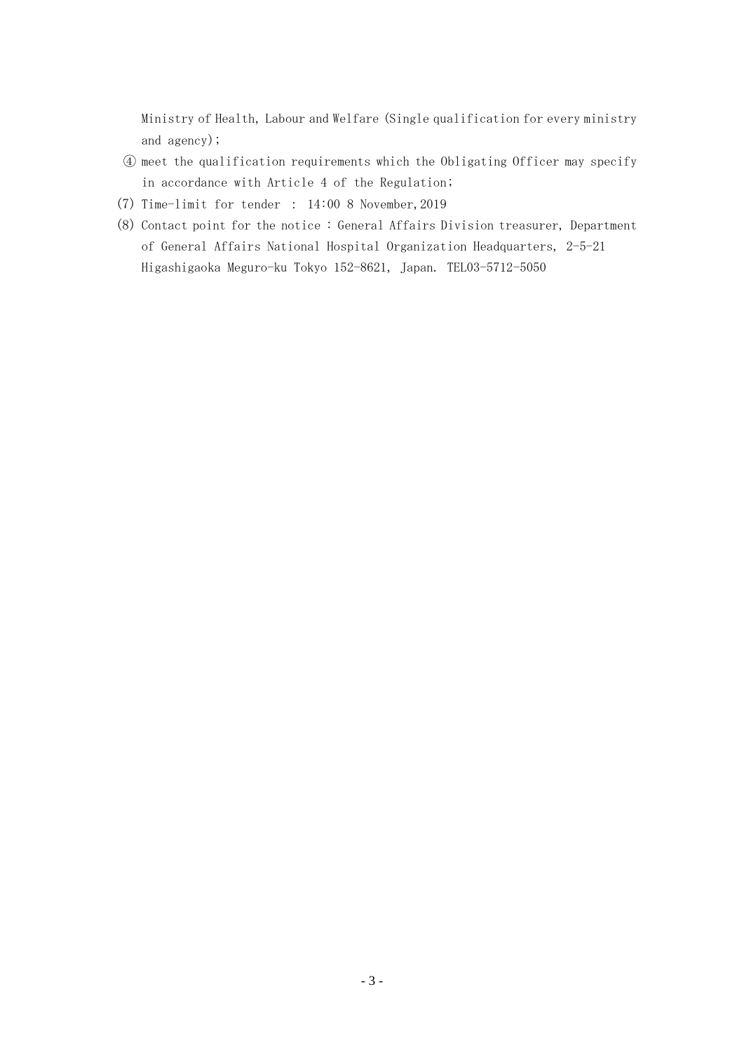Ministry of Health, Labour and Welfare (Single qualification for every ministry and agency);

④ meet the qualification requirements which the Obligating Officer may specify in accordance with Article 4 of the Regulation;

(7) Time-limit for tender : 14:00 8 November,2019

(8) Contact point for the notice : General Affairs Division treasurer, Department of General Affairs National Hospital Organization Headquarters, 2-5-21 Higashigaoka Meguro-ku Tokyo 152-8621, Japan. TEL03-5712-5050